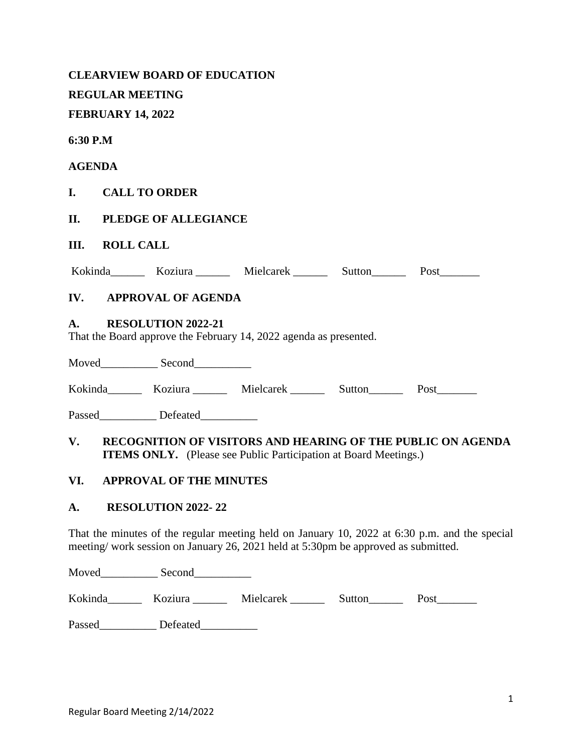**CLEARVIEW BOARD OF EDUCATION**

**REGULAR MEETING**

**FEBRUARY 14, 2022**

**6:30 P.M**

**AGENDA**

**I. CALL TO ORDER**

**II. PLEDGE OF ALLEGIANCE**

**III. ROLL CALL**

Kokinda______ Koziura ______ Mielcarek ______ Sutton______ Post_______

**IV. APPROVAL OF AGENDA**

**A. RESOLUTION 2022-21**

That the Board approve the February 14, 2022 agenda as presented.

Moved__________ Second__________

Kokinda______ Koziura ______ Mielcarek ______ Sutton______ Post_______

Passed__________ Defeated__________

**V. RECOGNITION OF VISITORS AND HEARING OF THE PUBLIC ON AGENDA ITEMS ONLY.** (Please see Public Participation at Board Meetings.)

**VI. APPROVAL OF THE MINUTES**

**A. RESOLUTION 2022- 22**

That the minutes of the regular meeting held on January 10, 2022 at 6:30 p.m. and the special meeting/ work session on January 26, 2021 held at 5:30pm be approved as submitted.

Moved__________ Second__________

Kokinda______ Koziura ______ Mielcarek ______ Sutton______ Post_______

Passed__________ Defeated__________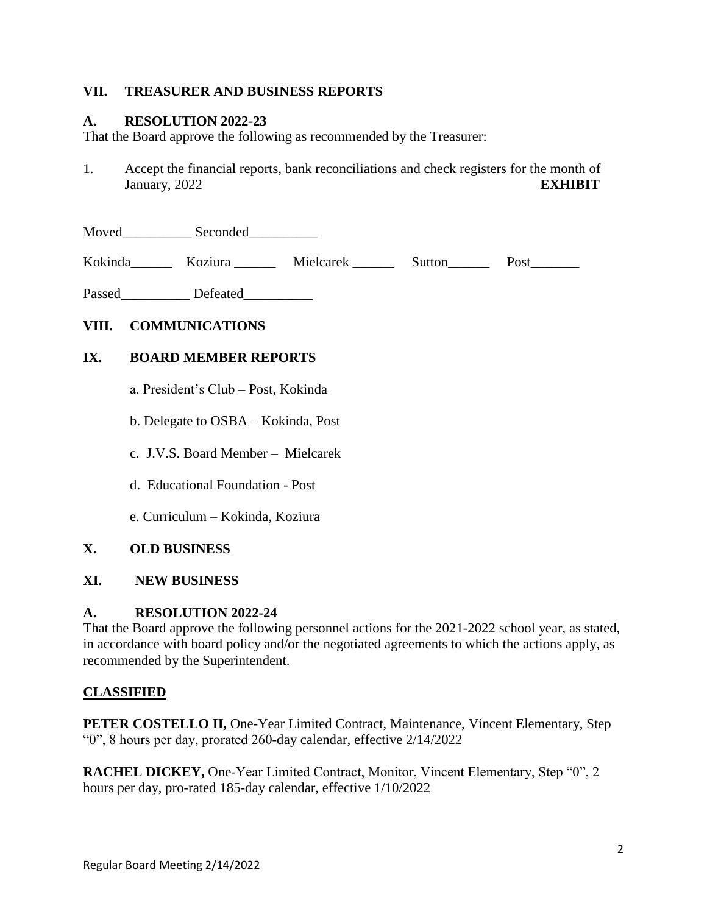## VII. TREASURER AND BUSINESS REPORTS

### A. RESOLUTION 2022-23

That the Board approve the following as recommended by the Treasurer:

1. Accept the financial reports, bank reconciliations and check registers for the month of January, 2022 **EXHIBIT**

Moved__________ Seconded__________

Kokinda______ Koziura ______ Mielcarek ______ Sutton______ Post_______

Passed__________ Defeated__________

## VIII. COMMUNICATIONS

## IX. BOARD MEMBER REPORTS

a. President's Club – Post, Kokinda

b. Delegate to OSBA – Kokinda, Post

c. J.V.S. Board Member – Mielcarek

d. Educational Foundation - Post

e. Curriculum – Kokinda, Koziura

## X. OLD BUSINESS

## XI. NEW BUSINESS

### A. RESOLUTION 2022-24

That the Board approve the following personnel actions for the 2021-2022 school year, as stated, in accordance with board policy and/or the negotiated agreements to which the actions apply, as recommended by the Superintendent.

**CLASSIFIED**

**PETER COSTELLO II,** One-Year Limited Contract, Maintenance, Vincent Elementary, Step "0", 8 hours per day, prorated 260-day calendar, effective 2/14/2022

**RACHEL DICKEY,** One-Year Limited Contract, Monitor, Vincent Elementary, Step "0", 2 hours per day, pro-rated 185-day calendar, effective 1/10/2022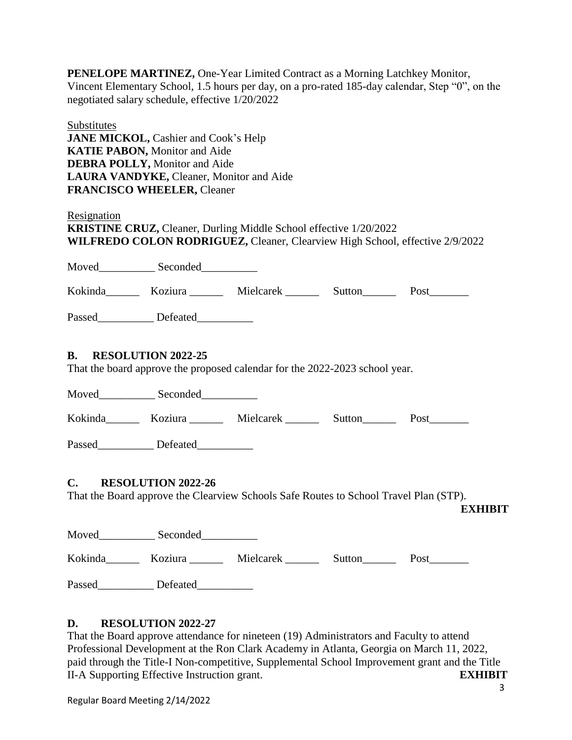**PENELOPE MARTINEZ,** One-Year Limited Contract as a Morning Latchkey Monitor, Vincent Elementary School, 1.5 hours per day, on a pro-rated 185-day calendar, Step "0", on the negotiated salary schedule, effective 1/20/2022

Substitutes
**JANE MICKOL,** Cashier and Cook's Help
**KATIE PABON,** Monitor and Aide
**DEBRA POLLY,** Monitor and Aide
**LAURA VANDYKE,** Cleaner, Monitor and Aide
**FRANCISCO WHEELER,** Cleaner

Resignation
**KRISTINE CRUZ,** Cleaner, Durling Middle School effective 1/20/2022
**WILFREDO COLON RODRIGUEZ,** Cleaner, Clearview High School, effective 2/9/2022

Moved__________ Seconded__________

Kokinda______ Koziura ______ Mielcarek ______ Sutton______ Post_______

Passed__________ Defeated__________

## B. RESOLUTION 2022-25

That the board approve the proposed calendar for the 2022-2023 school year.

Moved__________ Seconded__________

Kokinda______ Koziura ______ Mielcarek ______ Sutton______ Post_______

Passed__________ Defeated__________

## C. RESOLUTION 2022-26

That the Board approve the Clearview Schools Safe Routes to School Travel Plan (STP).

**EXHIBIT**

Moved__________ Seconded__________

Kokinda______ Koziura ______ Mielcarek ______ Sutton______ Post_______

Passed__________ Defeated__________

## D. RESOLUTION 2022-27

That the Board approve attendance for nineteen (19) Administrators and Faculty to attend Professional Development at the Ron Clark Academy in Atlanta, Georgia on March 11, 2022, paid through the Title-I Non-competitive, Supplemental School Improvement grant and the Title II-A Supporting Effective Instruction grant. **EXHIBIT**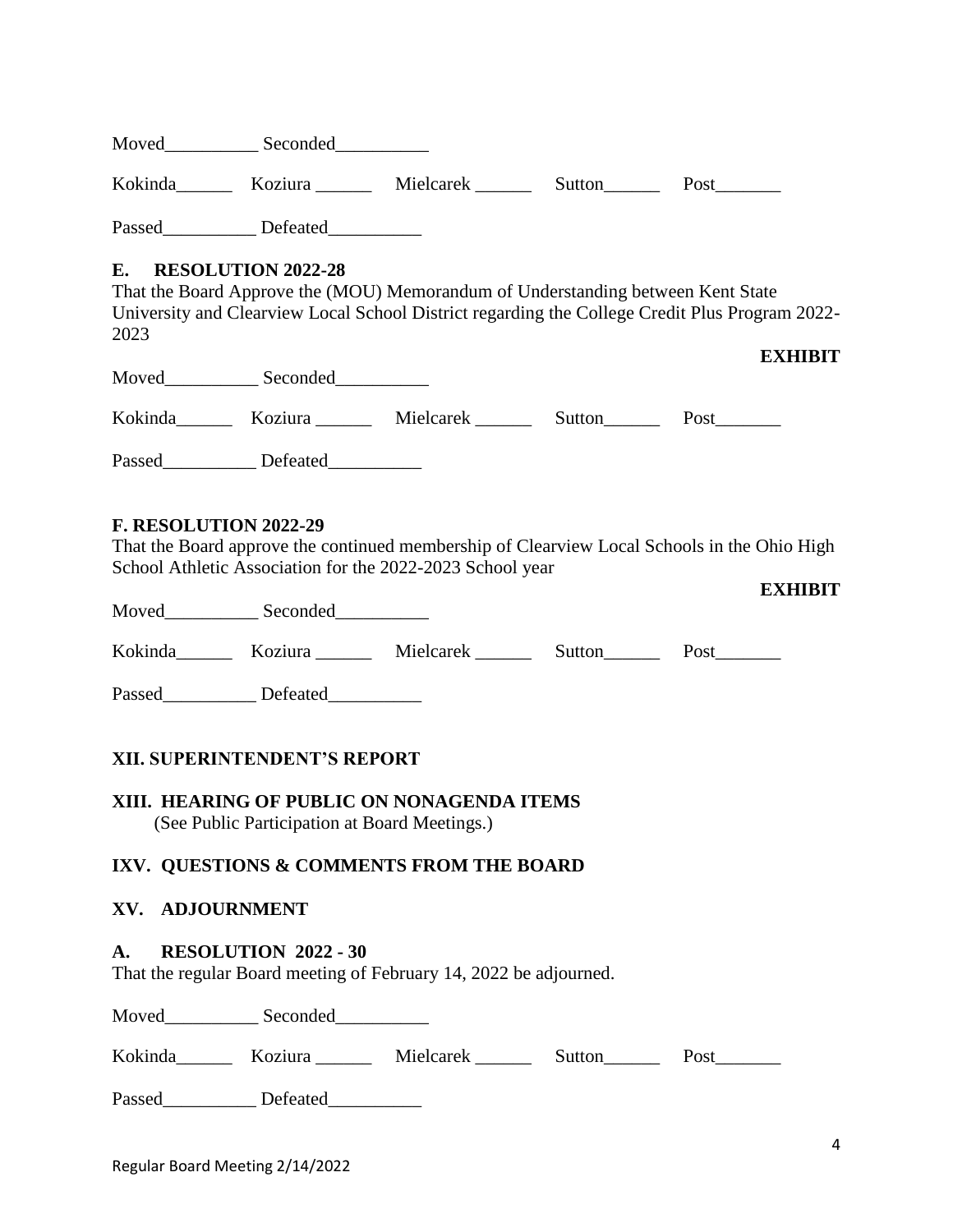Moved__________ Seconded__________

Kokinda______ Koziura ______ Mielcarek ______ Sutton______ Post_______

Passed__________ Defeated__________

**E. RESOLUTION 2022-28**

That the Board Approve the (MOU) Memorandum of Understanding between Kent State University and Clearview Local School District regarding the College Credit Plus Program 2022-2023

**EXHIBIT**

Moved__________ Seconded__________

Kokinda______ Koziura ______ Mielcarek ______ Sutton______ Post_______

Passed__________ Defeated__________

**F. RESOLUTION 2022-29**

That the Board approve the continued membership of Clearview Local Schools in the Ohio High School Athletic Association for the 2022-2023 School year

**EXHIBIT**

Moved__________ Seconded__________

Kokinda______ Koziura ______ Mielcarek ______ Sutton______ Post_______

Passed__________ Defeated__________

## XII. SUPERINTENDENT'S REPORT

## XIII. HEARING OF PUBLIC ON NONAGENDA ITEMS

(See Public Participation at Board Meetings.)

## IXV. QUESTIONS & COMMENTS FROM THE BOARD

## XV. ADJOURNMENT

**A. RESOLUTION 2022 - 30**

That the regular Board meeting of February 14, 2022 be adjourned.

Moved__________ Seconded__________

Kokinda______ Koziura ______ Mielcarek ______ Sutton______ Post_______

Passed__________ Defeated__________